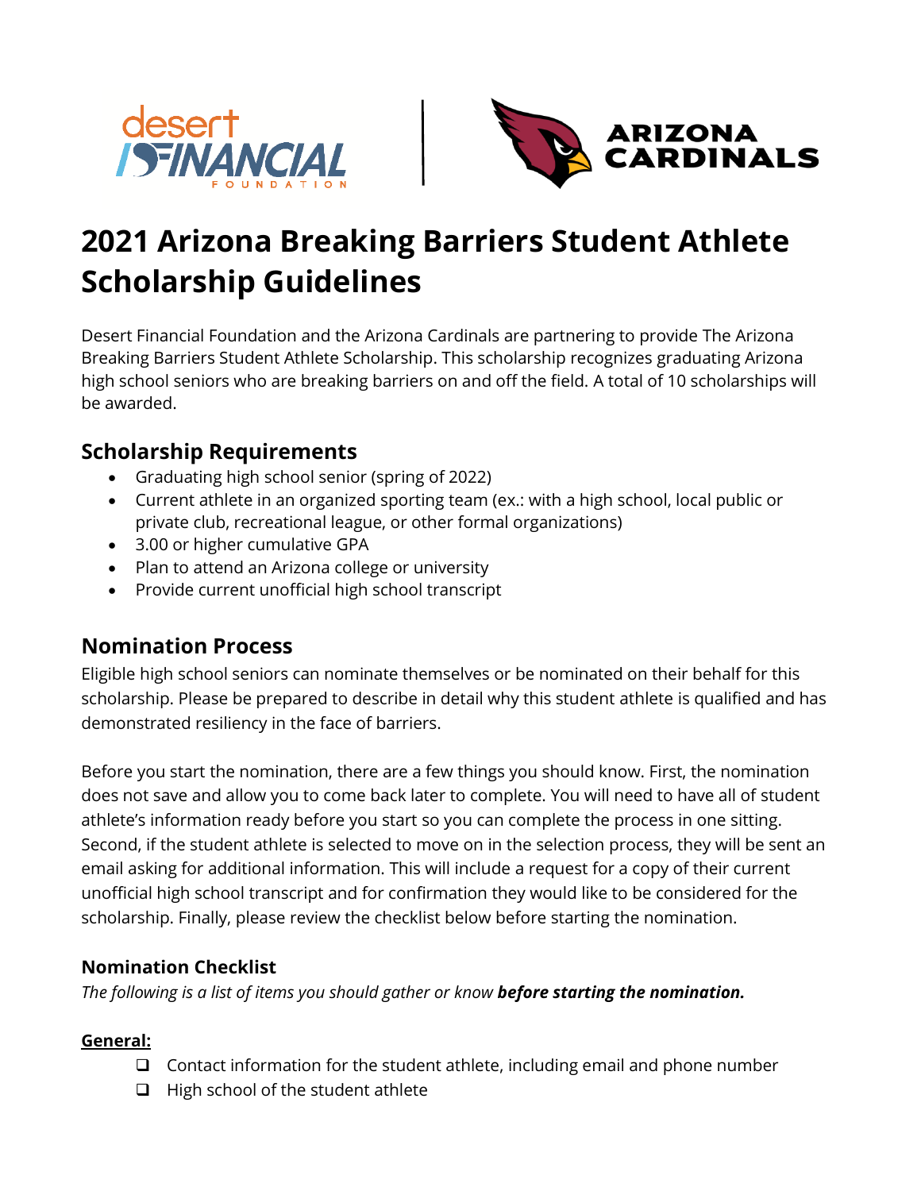# 2021 Arizona Breaking Barriers Student Athlete Scholarship Guidelines

Desert Financial Foundation and the Arizona Cardinals are partnering to provide The Arizona Breaking Barriers Student Athlete Scholarship. This scholarship recognizes graduating Arizona high school seniors who are breaking barriers on and off the field. A total of 10 scholarships will be awarded.

## Scholarship Requirements

- Graduating high school senior (spring of 2022)
- Current athlete in an organized sporting team (ex.: with a high school, local public or private club, recreational league, or other formal organizations)
- 3.00 or higher cumulative GPA
- Plan to attend an Arizona college or university
- Provide current unofficial high school transcript

## Nomination Process

Eligible high school seniors can nominate themselves or be nominated on their behalf for this scholarship. Please be prepared to describe in detail why this student athlete is qualified and has demonstrated resiliency in the face of barriers.

Before you start the nomination, there are a few things you should know. First, the nomination does not save and allow you to come back later to complete. You will need to have all of student athlete's information ready before you start so you can complete the process in one sitting. Second, if the student athlete is selected to move on in the selection process, they will be sent an email asking for additional information. This will include a request for a copy of their current unofficial high school transcript and for confirmation they would like to be considered for the scholarship. Finally, please review the checklist below before starting the nomination.

### Nomination Checklist

*The following is a list of items you should gather or know* ***before starting the nomination.***

**General:**

- ❑ Contact information for the student athlete, including email and phone number
- ❑ High school of the student athlete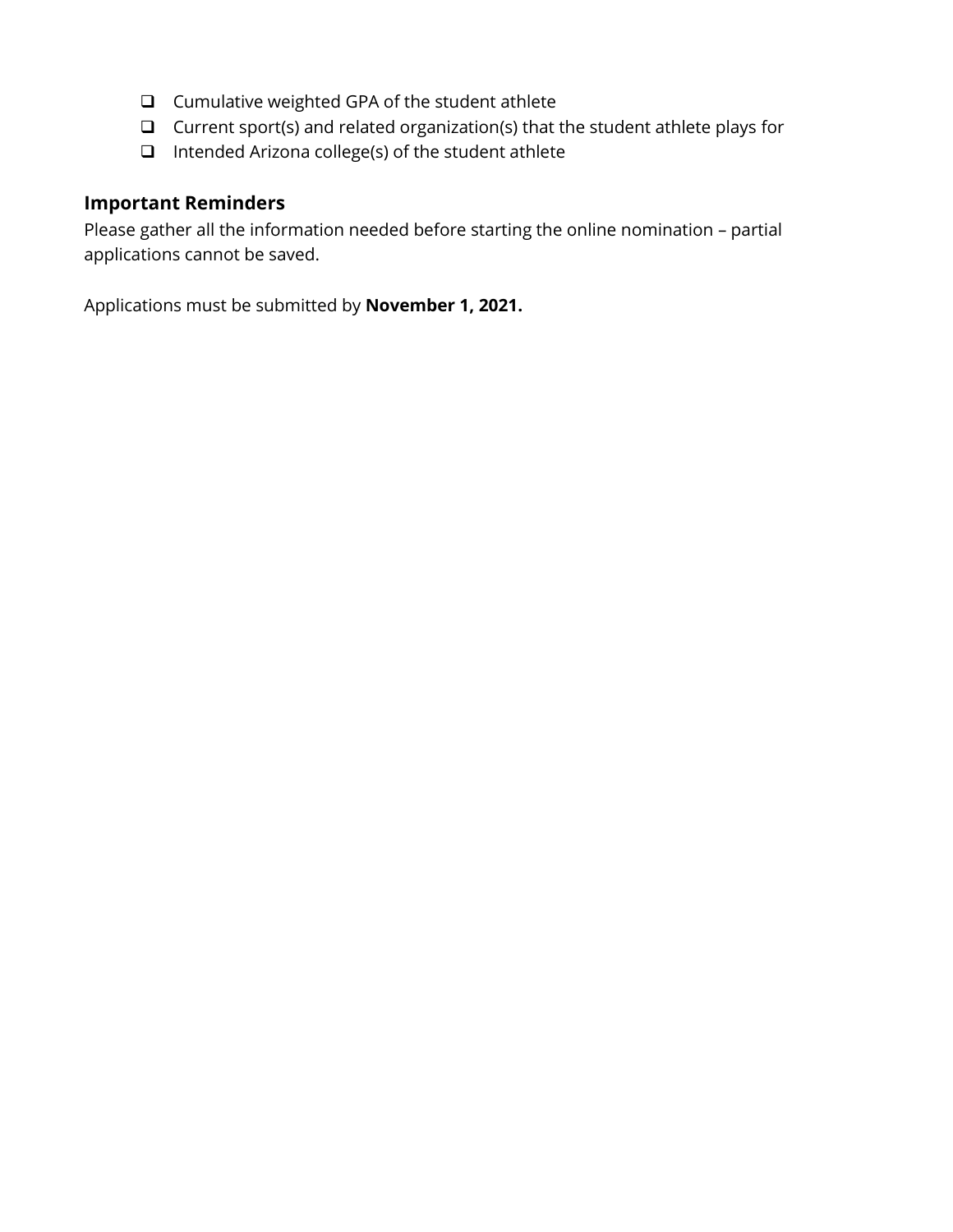- [ ] Cumulative weighted GPA of the student athlete
- [ ] Current sport(s) and related organization(s) that the student athlete plays for
- [ ] Intended Arizona college(s) of the student athlete

### Important Reminders

Please gather all the information needed before starting the online nomination – partial applications cannot be saved.

Applications must be submitted by **November 1, 2021.**